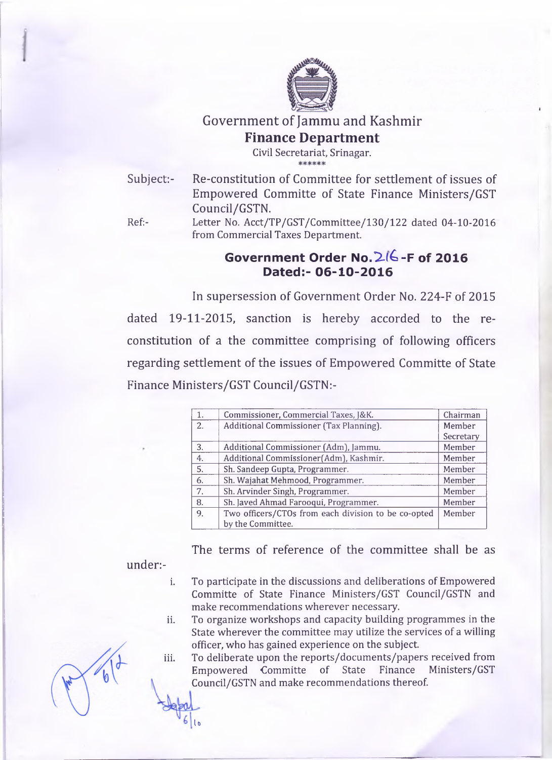# Government of Jammu and Kashmir

## Finance Department

Civil Secretariat, Srinagar.

******

Subject:- Re-constitution of Committee for settlement of issues of Empowered Committe of State Finance Ministers/GST Council/GSTN.

Ref:- Letter No. Acct/TP/GST/Committee/130/122 dated 04-10-2016 from Commercial Taxes Department.

### Government Order No. 216-F of 2016
### Dated:- 06-10-2016

In supersession of Government Order No. 224-F of 2015 dated 19-11-2015, sanction is hereby accorded to the re-constitution of a the committee comprising of following officers regarding settlement of the issues of Empowered Committe of State Finance Ministers/GST Council/GSTN:-

| | | |
|---|---|---|
| 1. | Commissioner, Commercial Taxes, J&K. | Chairman |
| 2. | Additional Commissioner (Tax Planning). | Member Secretary |
| 3. | Additional Commissioner (Adm), Jammu. | Member |
| 4. | Additional Commissioner(Adm), Kashmir. | Member |
| 5. | Sh. Sandeep Gupta, Programmer. | Member |
| 6. | Sh. Wajahat Mehmood, Programmer. | Member |
| 7. | Sh. Arvinder Singh, Programmer. | Member |
| 8. | Sh. Javed Ahmad Farooqui, Programmer. | Member |
| 9. | Two officers/CTOs from each division to be co-opted by the Committee. | Member |

The terms of reference of the committee shall be as under:-

i. To participate in the discussions and deliberations of Empowered Committe of State Finance Ministers/GST Council/GSTN and make recommendations wherever necessary.

ii. To organize workshops and capacity building programmes in the State wherever the committee may utilize the services of a willing officer, who has gained experience on the subject.

iii. To deliberate upon the reports/documents/papers received from Empowered Committe of State Finance Ministers/GST Council/GSTN and make recommendations thereof.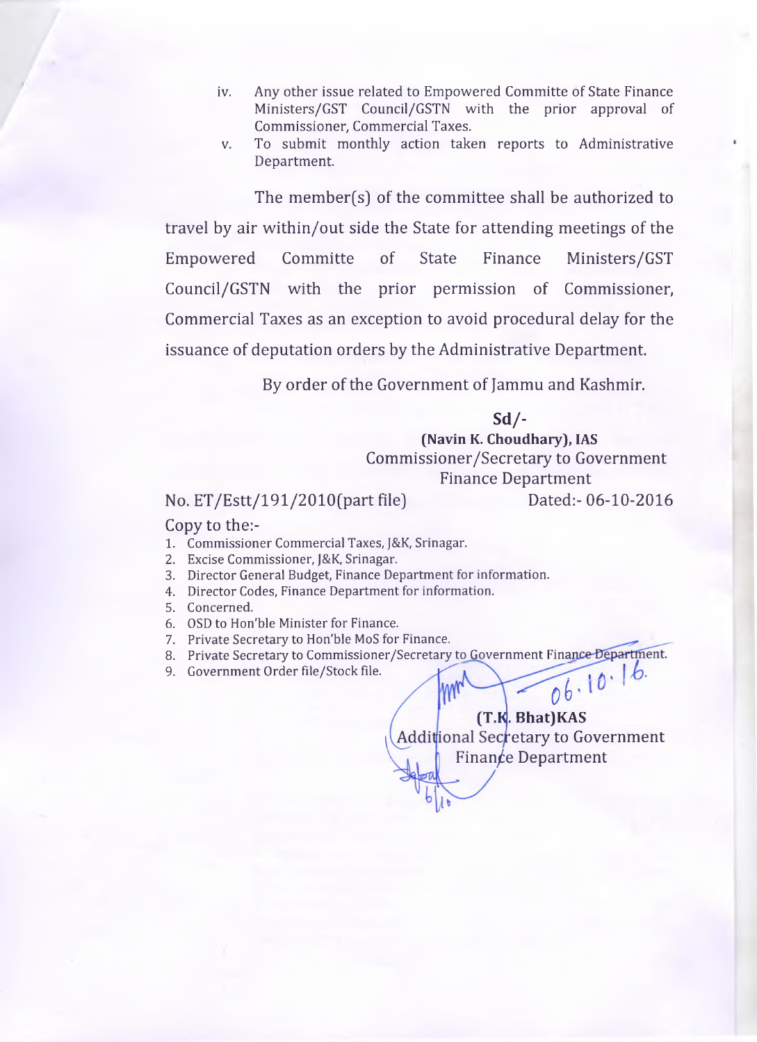iv. Any other issue related to Empowered Committe of State Finance Ministers/GST Council/GSTN with the prior approval of Commissioner, Commercial Taxes.

v. To submit monthly action taken reports to Administrative Department.

The member(s) of the committee shall be authorized to travel by air within/out side the State for attending meetings of the Empowered Committe of State Finance Ministers/GST Council/GSTN with the prior permission of Commissioner, Commercial Taxes as an exception to avoid procedural delay for the issuance of deputation orders by the Administrative Department.

By order of the Government of Jammu and Kashmir.

**Sd/-**

**(Navin K. Choudhary), IAS**
Commissioner/Secretary to Government
Finance Department

No. ET/Estt/191/2010(part file) Dated:- 06-10-2016

Copy to the:-

1. Commissioner Commercial Taxes, J&K, Srinagar.
2. Excise Commissioner, J&K, Srinagar.
3. Director General Budget, Finance Department for information.
4. Director Codes, Finance Department for information.
5. Concerned.
6. OSD to Hon'ble Minister for Finance.
7. Private Secretary to Hon'ble MoS for Finance.
8. Private Secretary to Commissioner/Secretary to Government Finance Department.
9. Government Order file/Stock file.

06.10.16.

**(T.K. Bhat)KAS**
Additional Secretary to Government
Finance Department